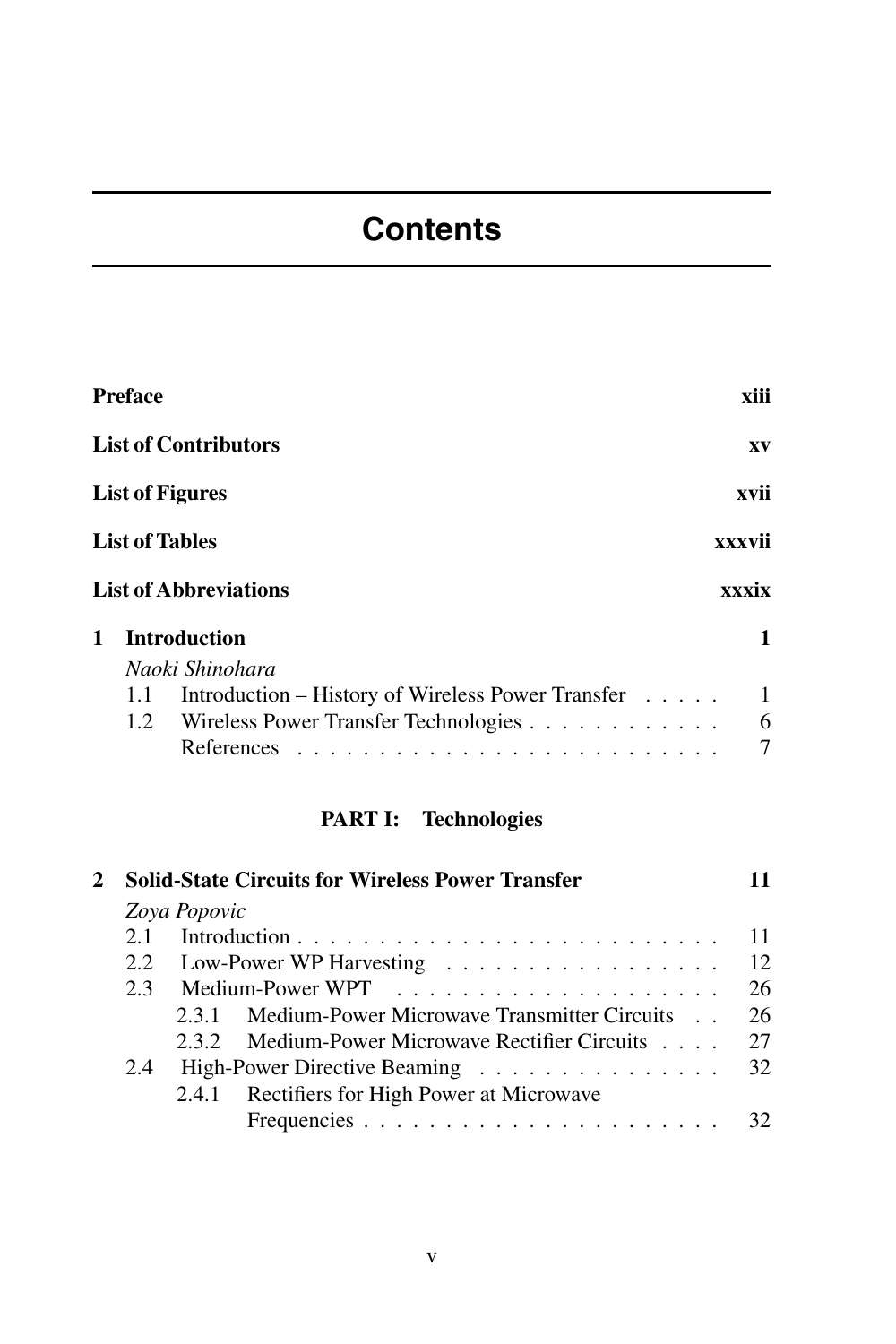# Contents

**Preface** **xiii**

**List of Contributors** **xv**

**List of Figures** **xvii**

**List of Tables** **xxxvii**

**List of Abbreviations** **xxxix**

**1 Introduction** **1**

*Naoki Shinohara*

- 1.1 Introduction – History of Wireless Power Transfer . . . . . 1
- 1.2 Wireless Power Transfer Technologies . . . . . . . . . . . . 6
- References . . . . . . . . . . . . . . . . . . . . . . . . . . 7

## PART I: Technologies

**2 Solid-State Circuits for Wireless Power Transfer** **11**

*Zoya Popovic*

- 2.1 Introduction . . . . . . . . . . . . . . . . . . . . . . . . . 11
- 2.2 Low-Power WP Harvesting . . . . . . . . . . . . . . . . . 12
- 2.3 Medium-Power WPT . . . . . . . . . . . . . . . . . . . . 26
  - 2.3.1 Medium-Power Microwave Transmitter Circuits . . 26
  - 2.3.2 Medium-Power Microwave Rectifier Circuits . . . . 27
- 2.4 High-Power Directive Beaming . . . . . . . . . . . . . . . 32
  - 2.4.1 Rectifiers for High Power at Microwave Frequencies . . . . . . . . . . . . . . . . . . . . . . 32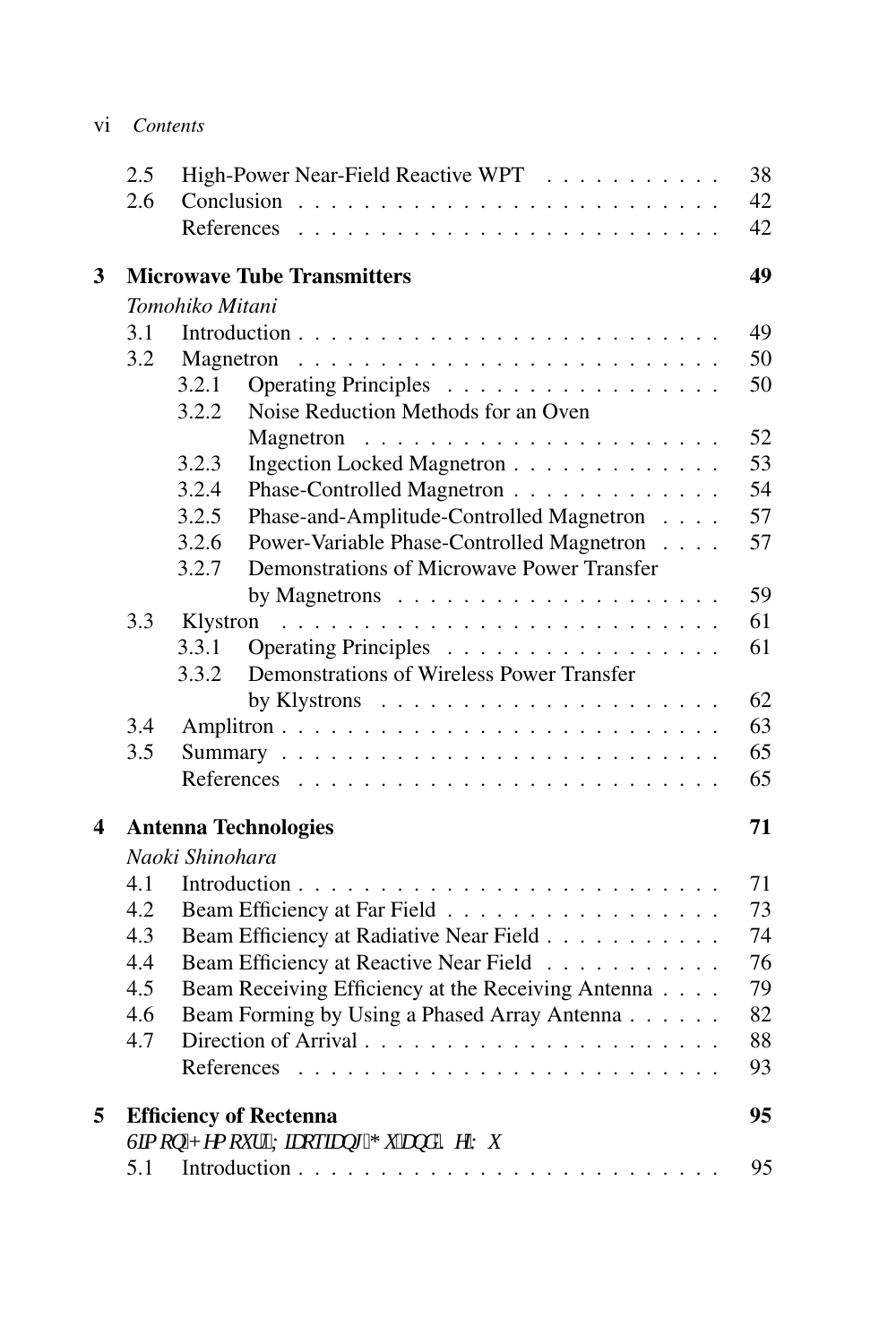| | | |
|---|---|---|
| 2.5 | High-Power Near-Field Reactive WPT | 38 |
| 2.6 | Conclusion | 42 |
| | References | 42 |

**3 Microwave Tube Transmitters** — 49

*Tomohiko Mitani*

| | | |
|---|---|---|
| 3.1 | Introduction | 49 |
| 3.2 | Magnetron | 50 |
| 3.2.1 | Operating Principles | 50 |
| 3.2.2 | Noise Reduction Methods for an Oven Magnetron | 52 |
| 3.2.3 | Ingection Locked Magnetron | 53 |
| 3.2.4 | Phase-Controlled Magnetron | 54 |
| 3.2.5 | Phase-and-Amplitude-Controlled Magnetron | 57 |
| 3.2.6 | Power-Variable Phase-Controlled Magnetron | 57 |
| 3.2.7 | Demonstrations of Microwave Power Transfer by Magnetrons | 59 |
| 3.3 | Klystron | 61 |
| 3.3.1 | Operating Principles | 61 |
| 3.3.2 | Demonstrations of Wireless Power Transfer by Klystrons | 62 |
| 3.4 | Amplitron | 63 |
| 3.5 | Summary | 65 |
| | References | 65 |

**4 Antenna Technologies** — 71

*Naoki Shinohara*

| | | |
|---|---|---|
| 4.1 | Introduction | 71 |
| 4.2 | Beam Efficiency at Far Field | 73 |
| 4.3 | Beam Efficiency at Radiative Near Field | 74 |
| 4.4 | Beam Efficiency at Reactive Near Field | 76 |
| 4.5 | Beam Receiving Efficiency at the Receiving Antenna | 79 |
| 4.6 | Beam Forming by Using a Phased Array Antenna | 82 |
| 4.7 | Direction of Arrival | 88 |
| | References | 93 |

**5 Efficiency of Rectenna** — 95

*Simon Hemour, Xiaoqiang Gu, and Ke Wu*

| | | |
|---|---|---|
| 5.1 | Introduction | 95 |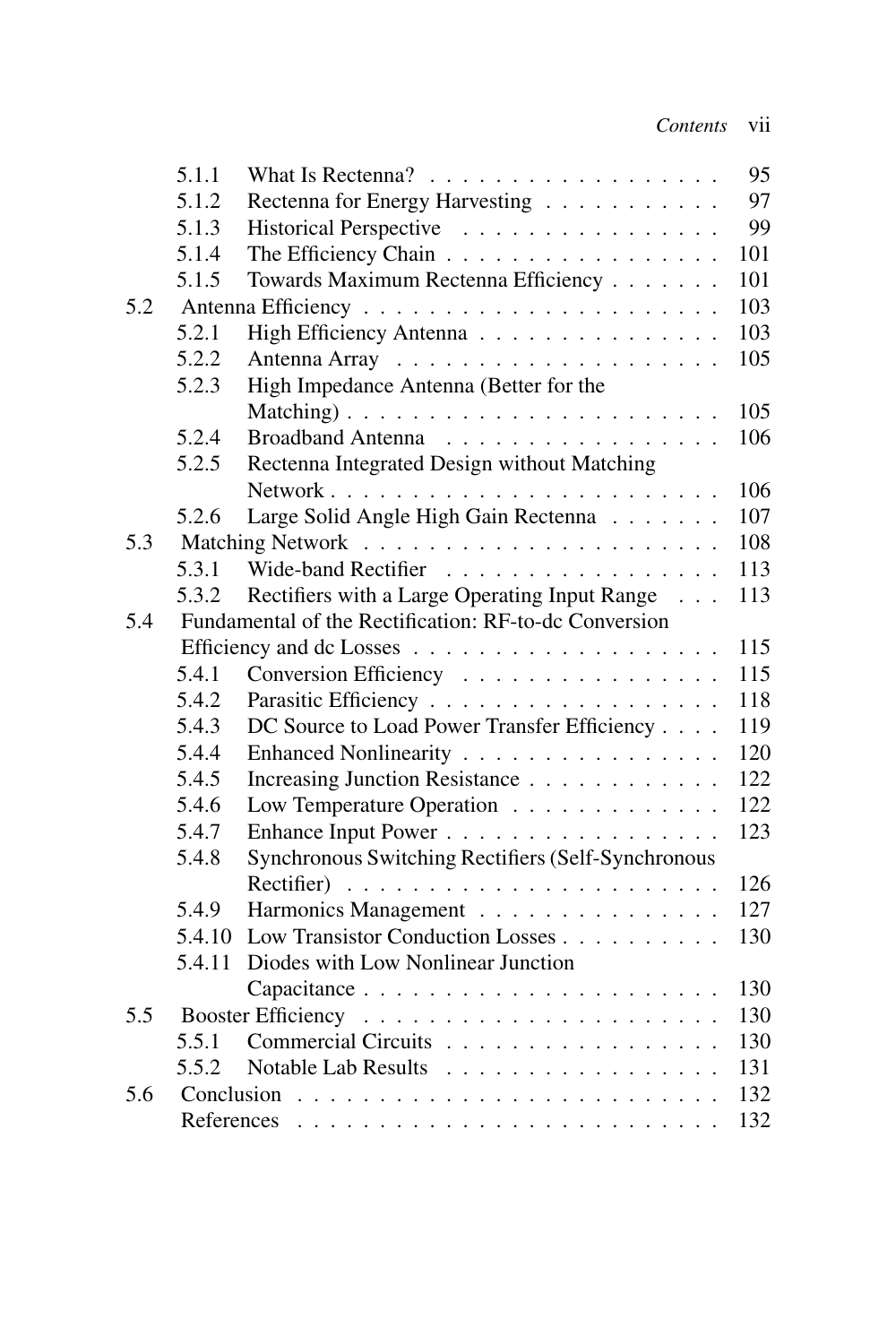5.1.1 What Is Rectenna? . . . . . . . . . . . . . . . . . . 95
5.1.2 Rectenna for Energy Harvesting . . . . . . . . . . . 97
5.1.3 Historical Perspective . . . . . . . . . . . . . . . . 99
5.1.4 The Efficiency Chain . . . . . . . . . . . . . . . . . 101
5.1.5 Towards Maximum Rectenna Efficiency . . . . . . . 101

5.2 Antenna Efficiency . . . . . . . . . . . . . . . . . . . . . . 103
5.2.1 High Efficiency Antenna . . . . . . . . . . . . . . . 103
5.2.2 Antenna Array . . . . . . . . . . . . . . . . . . . . 105
5.2.3 High Impedance Antenna (Better for the Matching) . . . . . . . . . . . . . . . . . . . . . . . 105
5.2.4 Broadband Antenna . . . . . . . . . . . . . . . . . 106
5.2.5 Rectenna Integrated Design without Matching Network . . . . . . . . . . . . . . . . . . . . . . . . 106
5.2.6 Large Solid Angle High Gain Rectenna . . . . . . . 107

5.3 Matching Network . . . . . . . . . . . . . . . . . . . . . . 108
5.3.1 Wide-band Rectifier . . . . . . . . . . . . . . . . . 113
5.3.2 Rectifiers with a Large Operating Input Range . . . 113

5.4 Fundamental of the Rectification: RF-to-dc Conversion Efficiency and dc Losses . . . . . . . . . . . . . . . . . . . 115
5.4.1 Conversion Efficiency . . . . . . . . . . . . . . . . 115
5.4.2 Parasitic Efficiency . . . . . . . . . . . . . . . . . . 118
5.4.3 DC Source to Load Power Transfer Efficiency . . . . 119
5.4.4 Enhanced Nonlinearity . . . . . . . . . . . . . . . . 120
5.4.5 Increasing Junction Resistance . . . . . . . . . . . . 122
5.4.6 Low Temperature Operation . . . . . . . . . . . . . 122
5.4.7 Enhance Input Power . . . . . . . . . . . . . . . . . 123
5.4.8 Synchronous Switching Rectifiers (Self-Synchronous Rectifier) . . . . . . . . . . . . . . . . . . . . . . . 126
5.4.9 Harmonics Management . . . . . . . . . . . . . . . 127
5.4.10 Low Transistor Conduction Losses . . . . . . . . . . 130
5.4.11 Diodes with Low Nonlinear Junction Capacitance . . . . . . . . . . . . . . . . . . . . . . 130

5.5 Booster Efficiency . . . . . . . . . . . . . . . . . . . . . . 130
5.5.1 Commercial Circuits . . . . . . . . . . . . . . . . . 130
5.5.2 Notable Lab Results . . . . . . . . . . . . . . . . . 131

5.6 Conclusion . . . . . . . . . . . . . . . . . . . . . . . . . . 132

References . . . . . . . . . . . . . . . . . . . . . . . . . . 132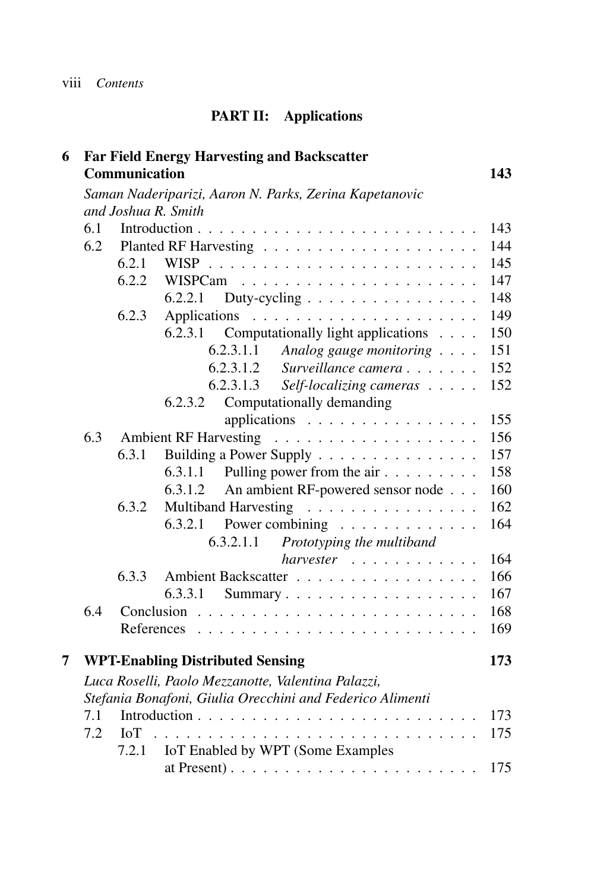## PART II: Applications

**6 Far Field Energy Harvesting and Backscatter Communication** — **143**

*Saman Naderiparizi, Aaron N. Parks, Zerina Kapetanovic and Joshua R. Smith*

- 6.1 Introduction . . . 143
- 6.2 Planted RF Harvesting . . . 144
  - 6.2.1 WISP . . . 145
  - 6.2.2 WISPCam . . . 147
    - 6.2.2.1 Duty-cycling . . . 148
  - 6.2.3 Applications . . . 149
    - 6.2.3.1 Computationally light applications . . . 150
      - 6.2.3.1.1 *Analog gauge monitoring* . . . 151
      - 6.2.3.1.2 *Surveillance camera* . . . 152
      - 6.2.3.1.3 *Self-localizing cameras* . . . 152
    - 6.2.3.2 Computationally demanding applications . . . 155
- 6.3 Ambient RF Harvesting . . . 156
  - 6.3.1 Building a Power Supply . . . 157
    - 6.3.1.1 Pulling power from the air . . . 158
    - 6.3.1.2 An ambient RF-powered sensor node . . . 160
  - 6.3.2 Multiband Harvesting . . . 162
    - 6.3.2.1 Power combining . . . 164
      - 6.3.2.1.1 *Prototyping the multiband harvester* . . . 164
  - 6.3.3 Ambient Backscatter . . . 166
    - 6.3.3.1 Summary . . . 167
- 6.4 Conclusion . . . 168
- References . . . 169

**7 WPT-Enabling Distributed Sensing** — **173**

*Luca Roselli, Paolo Mezzanotte, Valentina Palazzi, Stefania Bonafoni, Giulia Orecchini and Federico Alimenti*

- 7.1 Introduction . . . 173
- 7.2 IoT . . . 175
  - 7.2.1 IoT Enabled by WPT (Some Examples at Present) . . . 175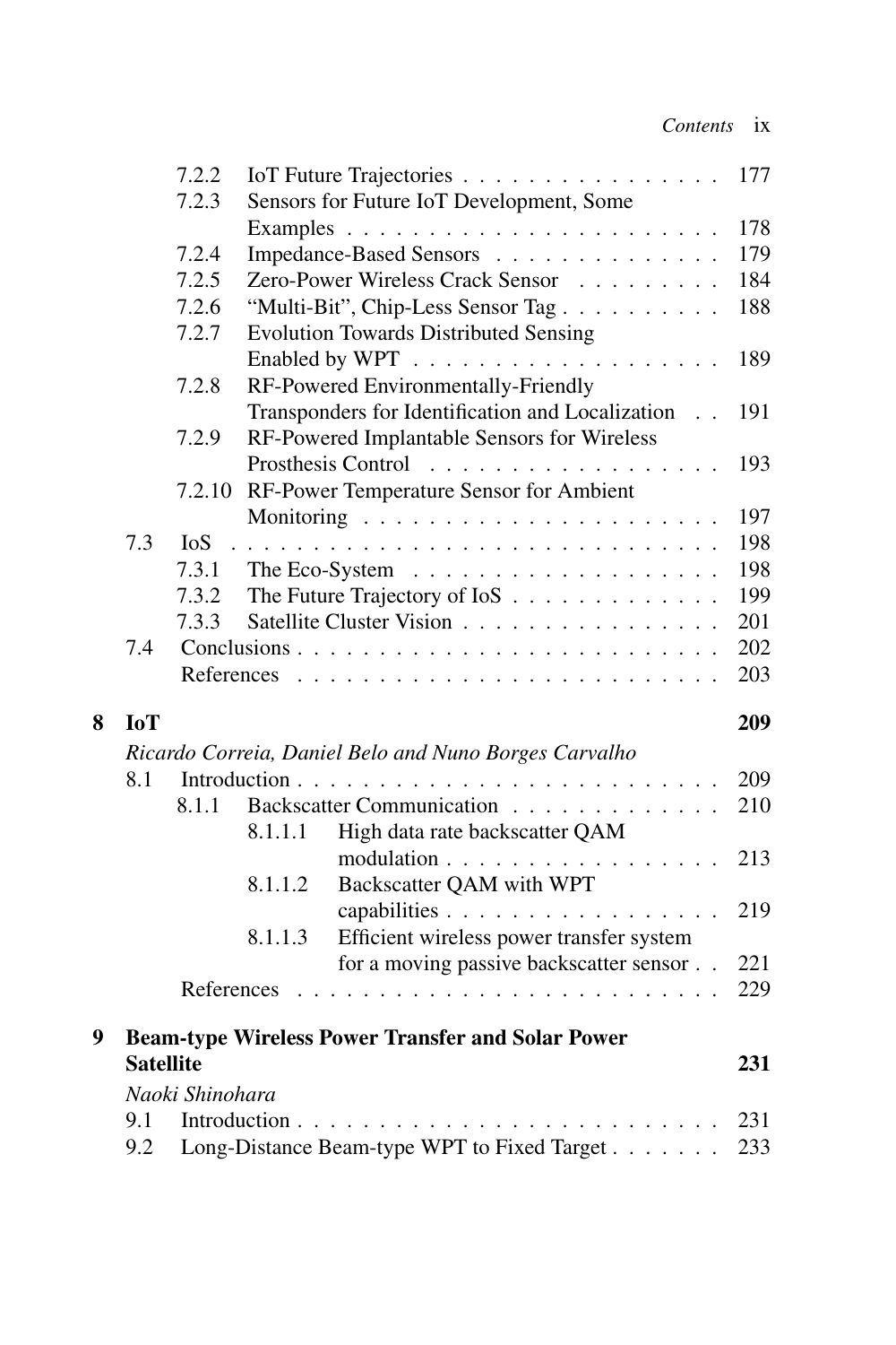- 7.2.2 IoT Future Trajectories . . . . . . . . . . . . . . . . 177
- 7.2.3 Sensors for Future IoT Development, Some Examples . . . . . . . . . . . . . . . . . . . . . . . 178
- 7.2.4 Impedance-Based Sensors . . . . . . . . . . . . . . 179
- 7.2.5 Zero-Power Wireless Crack Sensor . . . . . . . . . 184
- 7.2.6 "Multi-Bit", Chip-Less Sensor Tag . . . . . . . . . . 188
- 7.2.7 Evolution Towards Distributed Sensing Enabled by WPT . . . . . . . . . . . . . . . . . . . 189
- 7.2.8 RF-Powered Environmentally-Friendly Transponders for Identification and Localization . . 191
- 7.2.9 RF-Powered Implantable Sensors for Wireless Prosthesis Control . . . . . . . . . . . . . . . . . 193
- 7.2.10 RF-Power Temperature Sensor for Ambient Monitoring . . . . . . . . . . . . . . . . . . . . . 197

7.3 IoS . . . . . . . . . . . . . . . . . . . . . . . . . . . . . . 198
- 7.3.1 The Eco-System . . . . . . . . . . . . . . . . . . . 198
- 7.3.2 The Future Trajectory of IoS . . . . . . . . . . . . . 199
- 7.3.3 Satellite Cluster Vision . . . . . . . . . . . . . . . . 201

7.4 Conclusions . . . . . . . . . . . . . . . . . . . . . . . . . . 202

References . . . . . . . . . . . . . . . . . . . . . . . . . . 203

**8 IoT** **209**

*Ricardo Correia, Daniel Belo and Nuno Borges Carvalho*

8.1 Introduction . . . . . . . . . . . . . . . . . . . . . . . . . . 209
- 8.1.1 Backscatter Communication . . . . . . . . . . . . . 210
  - 8.1.1.1 High data rate backscatter QAM modulation . . . . . . . . . . . . . . . . . 213
  - 8.1.1.2 Backscatter QAM with WPT capabilities . . . . . . . . . . . . . . . . . 219
  - 8.1.1.3 Efficient wireless power transfer system for a moving passive backscatter sensor . . 221

References . . . . . . . . . . . . . . . . . . . . . . . . . . 229

**9 Beam-type Wireless Power Transfer and Solar Power Satellite** **231**

*Naoki Shinohara*

9.1 Introduction . . . . . . . . . . . . . . . . . . . . . . . . . . 231

9.2 Long-Distance Beam-type WPT to Fixed Target . . . . . . . 233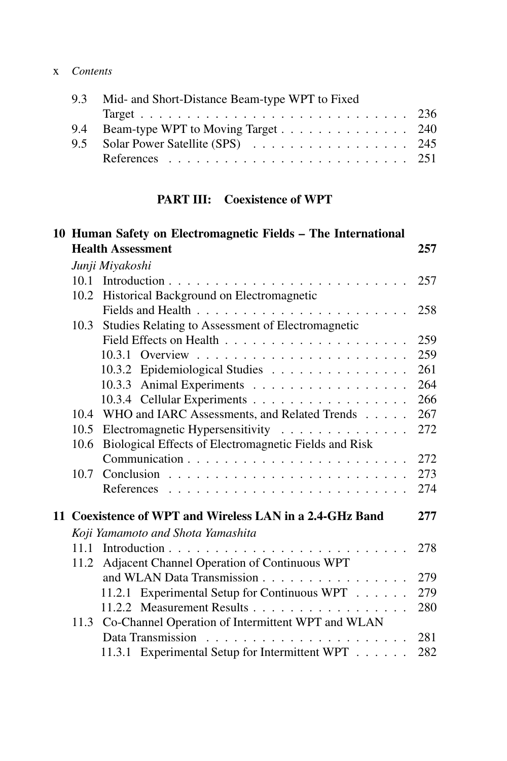9.3 Mid- and Short-Distance Beam-type WPT to Fixed Target . . . . . . . . . . . . . . . . . . . . . . . . . . . . . . 236
9.4 Beam-type WPT to Moving Target . . . . . . . . . . . . . . 240
9.5 Solar Power Satellite (SPS) . . . . . . . . . . . . . . . . . 245
References . . . . . . . . . . . . . . . . . . . . . . . . . 251

## PART III: Coexistence of WPT

**10 Human Safety on Electromagnetic Fields – The International Health Assessment** **257**

*Junji Miyakoshi*

10.1 Introduction . . . . . . . . . . . . . . . . . . . . . . . . . . 257
10.2 Historical Background on Electromagnetic Fields and Health . . . . . . . . . . . . . . . . . . . . . . . 258
10.3 Studies Relating to Assessment of Electromagnetic Field Effects on Health . . . . . . . . . . . . . . . . . . . . 259
10.3.1 Overview . . . . . . . . . . . . . . . . . . . . . . . 259
10.3.2 Epidemiological Studies . . . . . . . . . . . . . . . 261
10.3.3 Animal Experiments . . . . . . . . . . . . . . . . . 264
10.3.4 Cellular Experiments . . . . . . . . . . . . . . . . . 266
10.4 WHO and IARC Assessments, and Related Trends . . . . . 267
10.5 Electromagnetic Hypersensitivity . . . . . . . . . . . . . . 272
10.6 Biological Effects of Electromagnetic Fields and Risk Communication . . . . . . . . . . . . . . . . . . . . . . . . 272
10.7 Conclusion . . . . . . . . . . . . . . . . . . . . . . . . . 273
References . . . . . . . . . . . . . . . . . . . . . . . . . 274

**11 Coexistence of WPT and Wireless LAN in a 2.4-GHz Band** **277**

*Koji Yamamoto and Shota Yamashita*

11.1 Introduction . . . . . . . . . . . . . . . . . . . . . . . . . . 278
11.2 Adjacent Channel Operation of Continuous WPT and WLAN Data Transmission . . . . . . . . . . . . . . . . 279
11.2.1 Experimental Setup for Continuous WPT . . . . . . 279
11.2.2 Measurement Results . . . . . . . . . . . . . . . . . 280
11.3 Co-Channel Operation of Intermittent WPT and WLAN Data Transmission . . . . . . . . . . . . . . . . . . . . . . 281
11.3.1 Experimental Setup for Intermittent WPT . . . . . . 282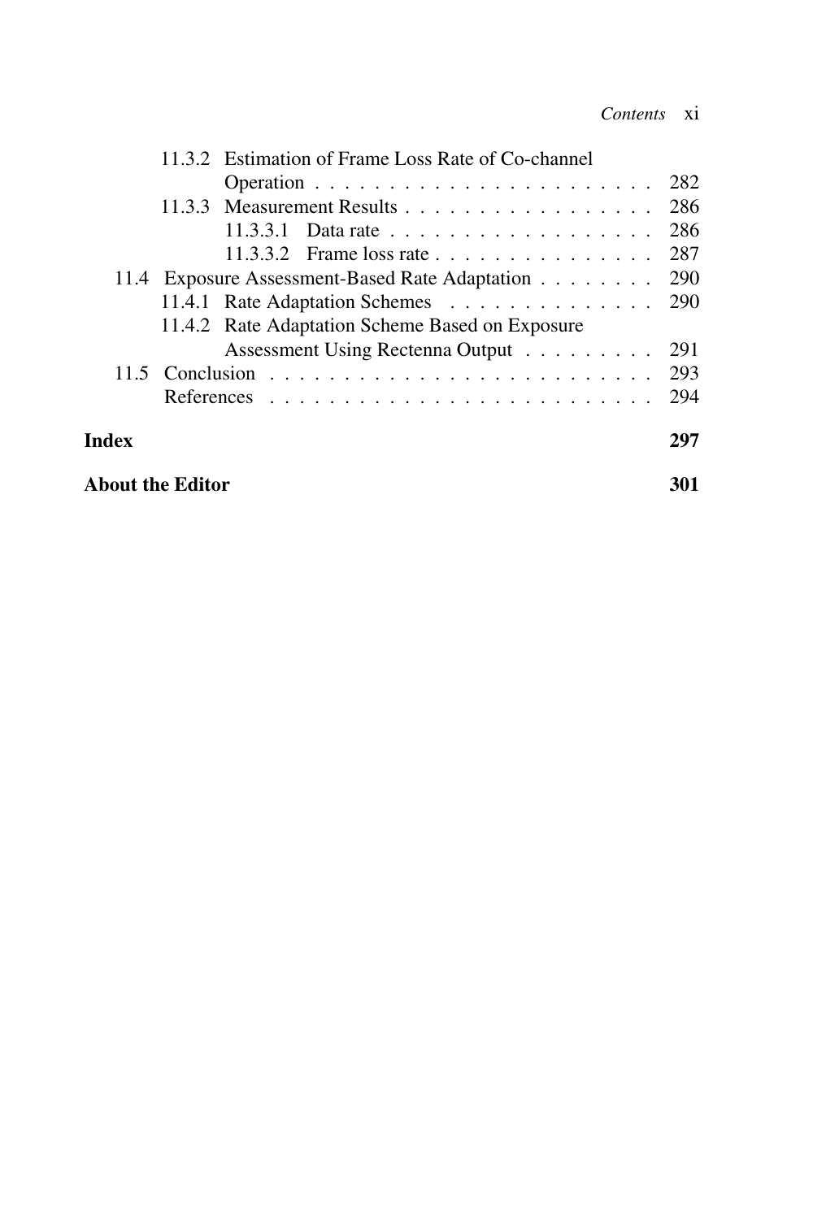11.3.2 Estimation of Frame Loss Rate of Co-channel Operation . . . . . . . . . . . . . . . . . . . . . . . 282

11.3.3 Measurement Results . . . . . . . . . . . . . . . . . 286

11.3.3.1 Data rate . . . . . . . . . . . . . . . . . . 286

11.3.3.2 Frame loss rate . . . . . . . . . . . . . . . 287

11.4 Exposure Assessment-Based Rate Adaptation . . . . . . . . 290

11.4.1 Rate Adaptation Schemes . . . . . . . . . . . . . . 290

11.4.2 Rate Adaptation Scheme Based on Exposure Assessment Using Rectenna Output . . . . . . . . . 291

11.5 Conclusion . . . . . . . . . . . . . . . . . . . . . . . . . . 293

References . . . . . . . . . . . . . . . . . . . . . . . . . . 294

**Index** **297**

**About the Editor** **301**